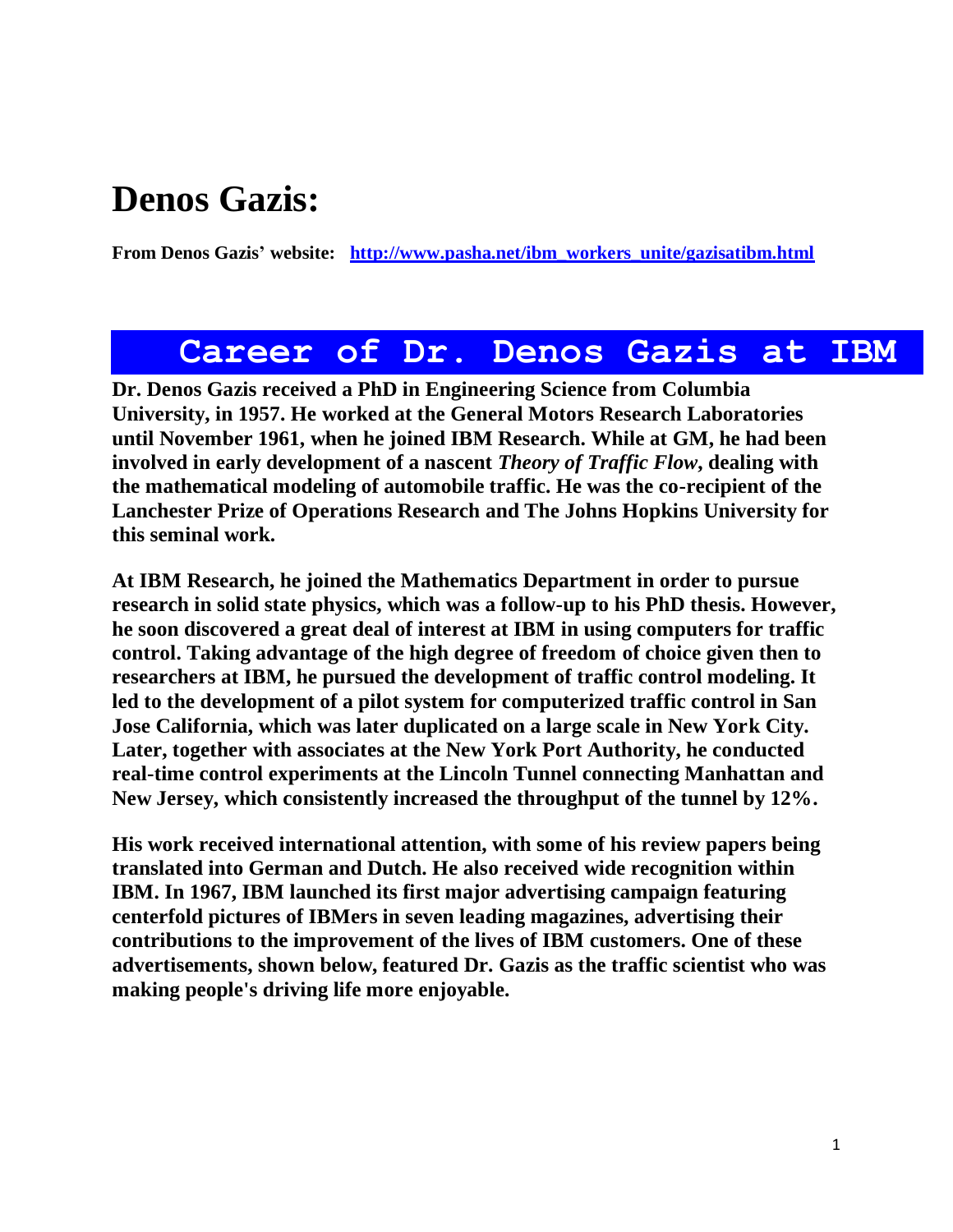# Denos Gazis:

**From Denos Gazis' website: [http://www.pasha.net/ibm_workers_unite/gazisatibm.html](http://www.pasha.net/ibm_workers_unite/gazisatibm.html)**

## Career of Dr. Denos Gazis at IBM

**Dr. Denos Gazis received a PhD in Engineering Science from Columbia University, in 1957. He worked at the General Motors Research Laboratories until November 1961, when he joined IBM Research. While at GM, he had been involved in early development of a nascent *Theory of Traffic Flow*, dealing with the mathematical modeling of automobile traffic. He was the co-recipient of the Lanchester Prize of Operations Research and The Johns Hopkins University for this seminal work.**

**At IBM Research, he joined the Mathematics Department in order to pursue research in solid state physics, which was a follow-up to his PhD thesis. However, he soon discovered a great deal of interest at IBM in using computers for traffic control. Taking advantage of the high degree of freedom of choice given then to researchers at IBM, he pursued the development of traffic control modeling. It led to the development of a pilot system for computerized traffic control in San Jose California, which was later duplicated on a large scale in New York City. Later, together with associates at the New York Port Authority, he conducted real-time control experiments at the Lincoln Tunnel connecting Manhattan and New Jersey, which consistently increased the throughput of the tunnel by 12%.**

**His work received international attention, with some of his review papers being translated into German and Dutch. He also received wide recognition within IBM. In 1967, IBM launched its first major advertising campaign featuring centerfold pictures of IBMers in seven leading magazines, advertising their contributions to the improvement of the lives of IBM customers. One of these advertisements, shown below, featured Dr. Gazis as the traffic scientist who was making people's driving life more enjoyable.**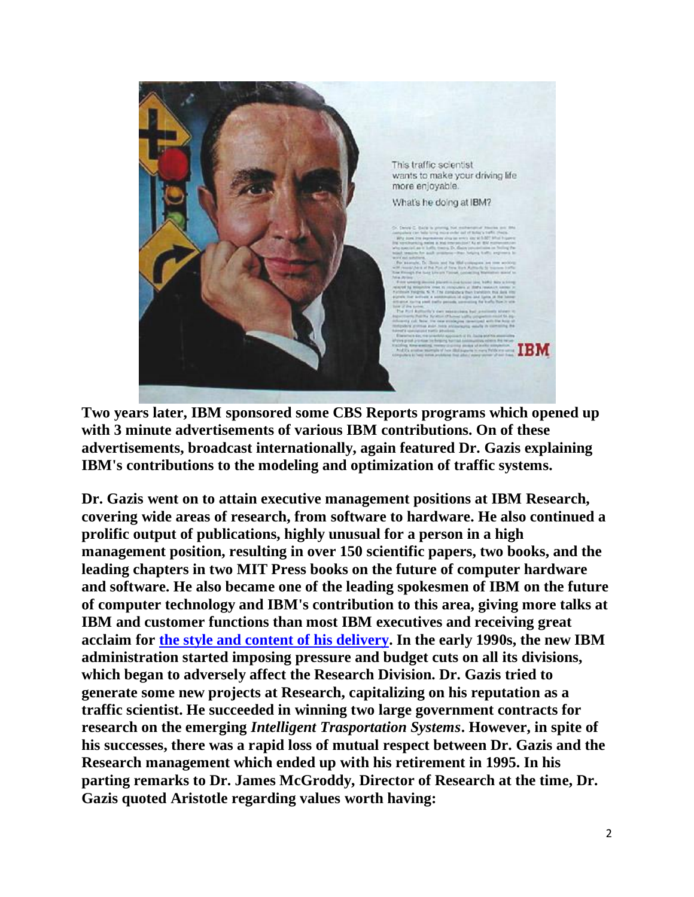**Two years later, IBM sponsored some CBS Reports programs which opened up with 3 minute advertisements of various IBM contributions. On of these advertisements, broadcast internationally, again featured Dr. Gazis explaining IBM's contributions to the modeling and optimization of traffic systems.**

**Dr. Gazis went on to attain executive management positions at IBM Research, covering wide areas of research, from software to hardware. He also continued a prolific output of publications, highly unusual for a person in a high management position, resulting in over 150 scientific papers, two books, and the leading chapters in two MIT Press books on the future of computer hardware and software. He also became one of the leading spokesmen of IBM on the future of computer technology and IBM's contribution to this area, giving more talks at IBM and customer functions than most IBM executives and receiving great acclaim for the style and content of his delivery. In the early 1990s, the new IBM administration started imposing pressure and budget cuts on all its divisions, which began to adversely affect the Research Division. Dr. Gazis tried to generate some new projects at Research, capitalizing on his reputation as a traffic scientist. He succeeded in winning two large government contracts for research on the emerging *Intelligent Trasportation Systems*. However, in spite of his successes, there was a rapid loss of mutual respect between Dr. Gazis and the Research management which ended up with his retirement in 1995. In his parting remarks to Dr. James McGroddy, Director of Research at the time, Dr. Gazis quoted Aristotle regarding values worth having:**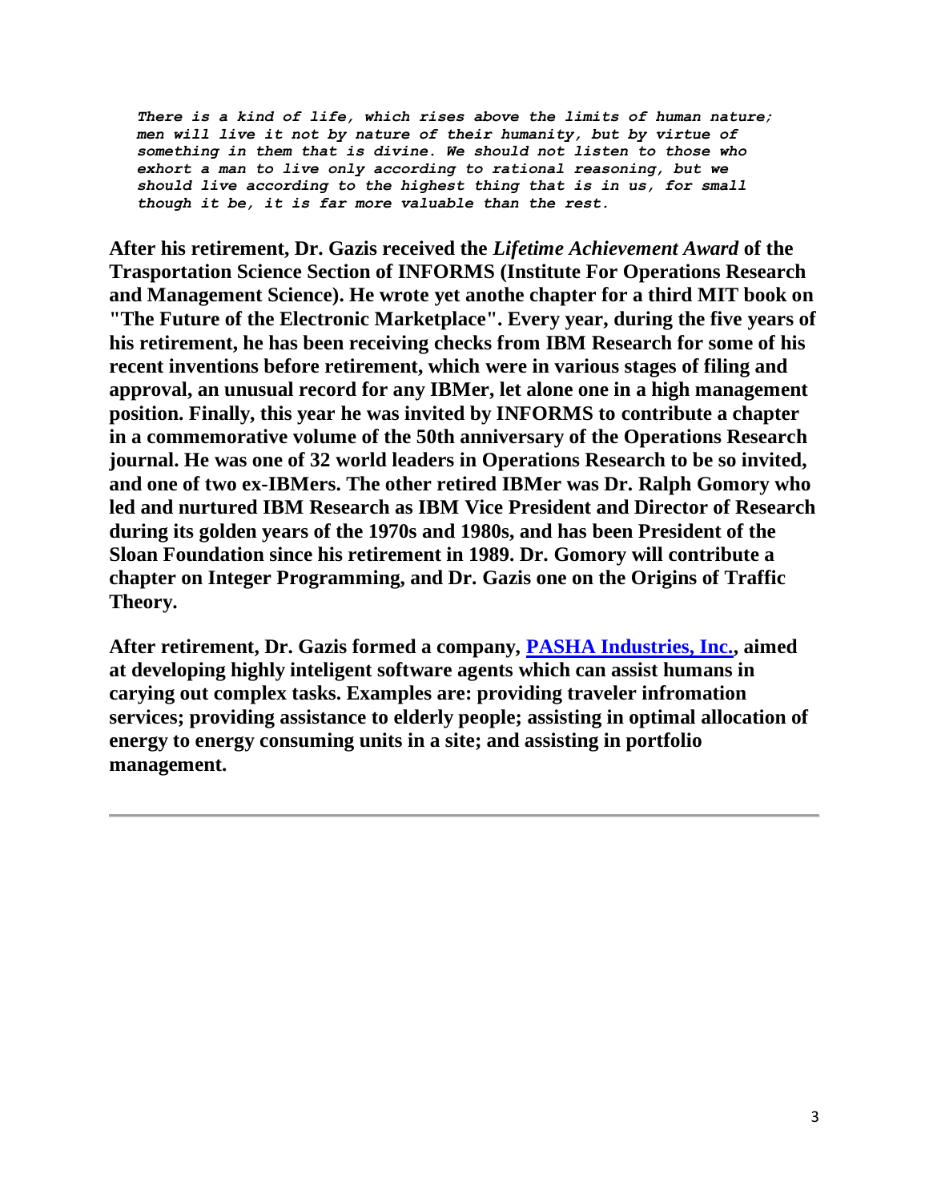*There is a kind of life, which rises above the limits of human nature; men will live it not by nature of their humanity, but by virtue of something in them that is divine. We should not listen to those who exhort a man to live only according to rational reasoning, but we should live according to the highest thing that is in us, for small though it be, it is far more valuable than the rest.*

**After his retirement, Dr. Gazis received the *Lifetime Achievement Award* of the Trasportation Science Section of INFORMS (Institute For Operations Research and Management Science). He wrote yet anothe chapter for a third MIT book on "The Future of the Electronic Marketplace". Every year, during the five years of his retirement, he has been receiving checks from IBM Research for some of his recent inventions before retirement, which were in various stages of filing and approval, an unusual record for any IBMer, let alone one in a high management position. Finally, this year he was invited by INFORMS to contribute a chapter in a commemorative volume of the 50th anniversary of the Operations Research journal. He was one of 32 world leaders in Operations Research to be so invited, and one of two ex-IBMers. The other retired IBMer was Dr. Ralph Gomory who led and nurtured IBM Research as IBM Vice President and Director of Research during its golden years of the 1970s and 1980s, and has been President of the Sloan Foundation since his retirement in 1989. Dr. Gomory will contribute a chapter on Integer Programming, and Dr. Gazis one on the Origins of Traffic Theory.**

**After retirement, Dr. Gazis formed a company, PASHA Industries, Inc., aimed at developing highly inteligent software agents which can assist humans in carying out complex tasks. Examples are: providing traveler infromation services; providing assistance to elderly people; assisting in optimal allocation of energy to energy consuming units in a site; and assisting in portfolio management.**

---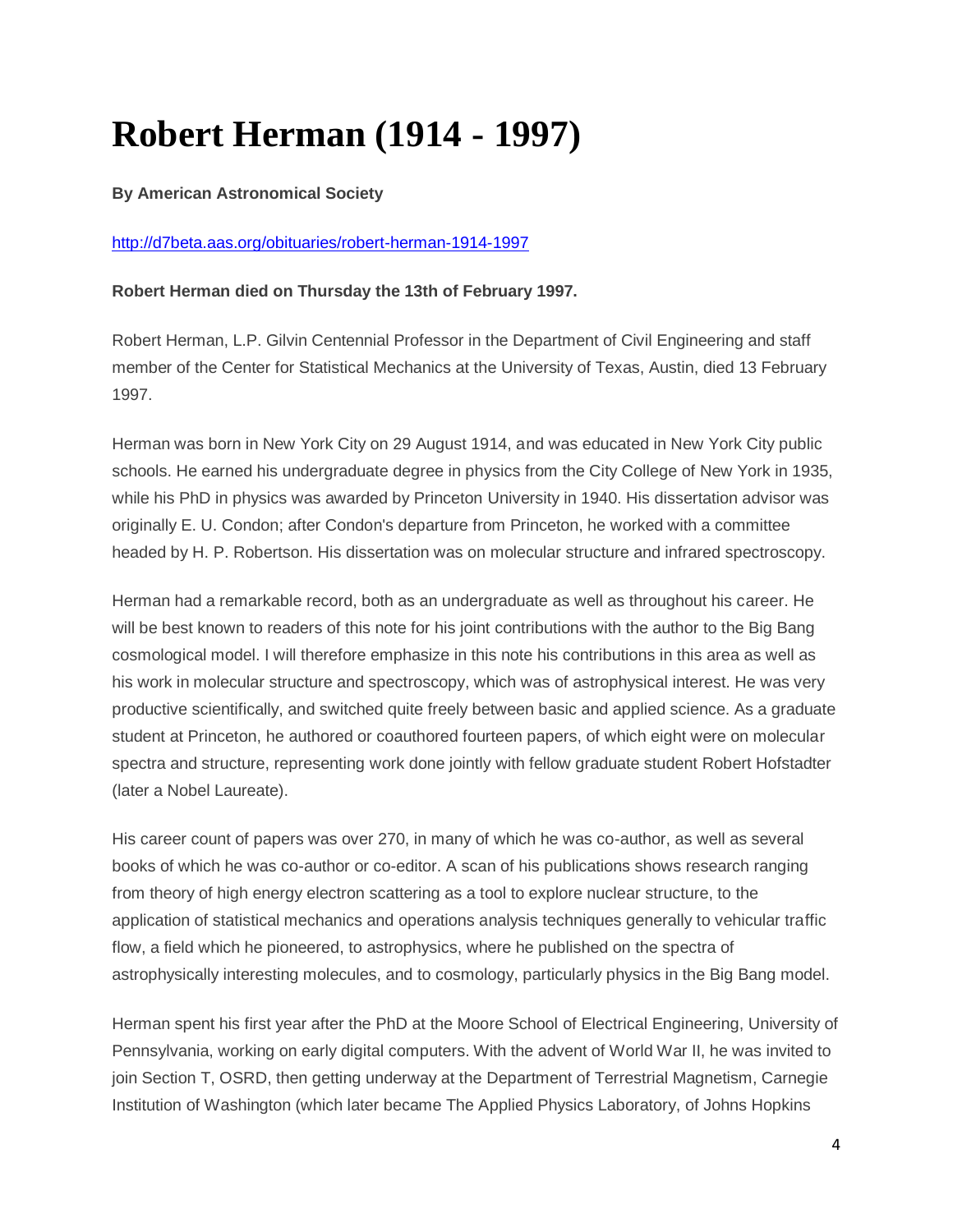# Robert Herman (1914 - 1997)

**By American Astronomical Society**

http://d7beta.aas.org/obituaries/robert-herman-1914-1997

**Robert Herman died on Thursday the 13th of February 1997.**

Robert Herman, L.P. Gilvin Centennial Professor in the Department of Civil Engineering and staff member of the Center for Statistical Mechanics at the University of Texas, Austin, died 13 February 1997.

Herman was born in New York City on 29 August 1914, and was educated in New York City public schools. He earned his undergraduate degree in physics from the City College of New York in 1935, while his PhD in physics was awarded by Princeton University in 1940. His dissertation advisor was originally E. U. Condon; after Condon's departure from Princeton, he worked with a committee headed by H. P. Robertson. His dissertation was on molecular structure and infrared spectroscopy.

Herman had a remarkable record, both as an undergraduate as well as throughout his career. He will be best known to readers of this note for his joint contributions with the author to the Big Bang cosmological model. I will therefore emphasize in this note his contributions in this area as well as his work in molecular structure and spectroscopy, which was of astrophysical interest. He was very productive scientifically, and switched quite freely between basic and applied science. As a graduate student at Princeton, he authored or coauthored fourteen papers, of which eight were on molecular spectra and structure, representing work done jointly with fellow graduate student Robert Hofstadter (later a Nobel Laureate).

His career count of papers was over 270, in many of which he was co-author, as well as several books of which he was co-author or co-editor. A scan of his publications shows research ranging from theory of high energy electron scattering as a tool to explore nuclear structure, to the application of statistical mechanics and operations analysis techniques generally to vehicular traffic flow, a field which he pioneered, to astrophysics, where he published on the spectra of astrophysically interesting molecules, and to cosmology, particularly physics in the Big Bang model.

Herman spent his first year after the PhD at the Moore School of Electrical Engineering, University of Pennsylvania, working on early digital computers. With the advent of World War II, he was invited to join Section T, OSRD, then getting underway at the Department of Terrestrial Magnetism, Carnegie Institution of Washington (which later became The Applied Physics Laboratory, of Johns Hopkins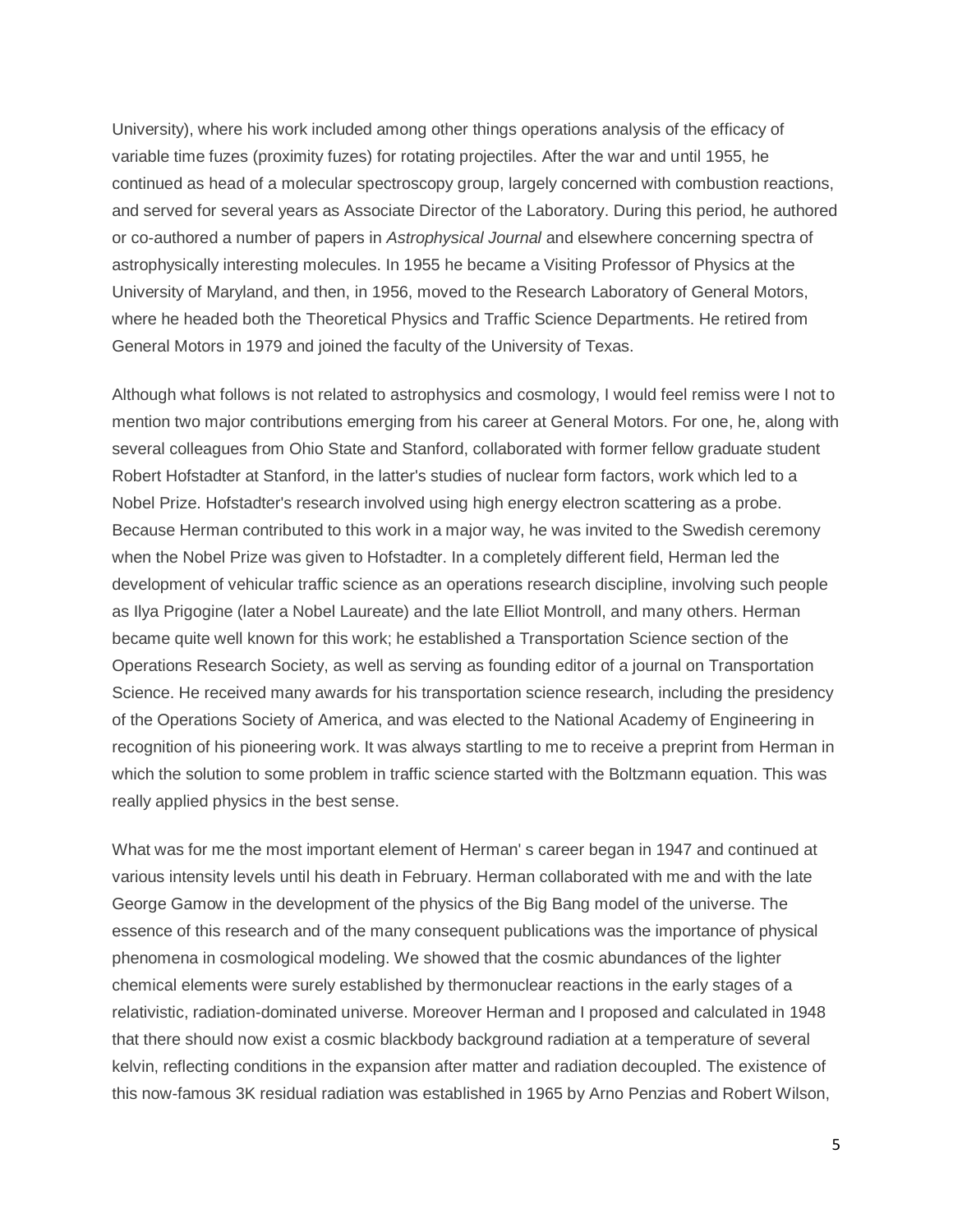University), where his work included among other things operations analysis of the efficacy of variable time fuzes (proximity fuzes) for rotating projectiles. After the war and until 1955, he continued as head of a molecular spectroscopy group, largely concerned with combustion reactions, and served for several years as Associate Director of the Laboratory. During this period, he authored or co-authored a number of papers in *Astrophysical Journal* and elsewhere concerning spectra of astrophysically interesting molecules. In 1955 he became a Visiting Professor of Physics at the University of Maryland, and then, in 1956, moved to the Research Laboratory of General Motors, where he headed both the Theoretical Physics and Traffic Science Departments. He retired from General Motors in 1979 and joined the faculty of the University of Texas.

Although what follows is not related to astrophysics and cosmology, I would feel remiss were I not to mention two major contributions emerging from his career at General Motors. For one, he, along with several colleagues from Ohio State and Stanford, collaborated with former fellow graduate student Robert Hofstadter at Stanford, in the latter's studies of nuclear form factors, work which led to a Nobel Prize. Hofstadter's research involved using high energy electron scattering as a probe. Because Herman contributed to this work in a major way, he was invited to the Swedish ceremony when the Nobel Prize was given to Hofstadter. In a completely different field, Herman led the development of vehicular traffic science as an operations research discipline, involving such people as Ilya Prigogine (later a Nobel Laureate) and the late Elliot Montroll, and many others. Herman became quite well known for this work; he established a Transportation Science section of the Operations Research Society, as well as serving as founding editor of a journal on Transportation Science. He received many awards for his transportation science research, including the presidency of the Operations Society of America, and was elected to the National Academy of Engineering in recognition of his pioneering work. It was always startling to me to receive a preprint from Herman in which the solution to some problem in traffic science started with the Boltzmann equation. This was really applied physics in the best sense.

What was for me the most important element of Herman' s career began in 1947 and continued at various intensity levels until his death in February. Herman collaborated with me and with the late George Gamow in the development of the physics of the Big Bang model of the universe. The essence of this research and of the many consequent publications was the importance of physical phenomena in cosmological modeling. We showed that the cosmic abundances of the lighter chemical elements were surely established by thermonuclear reactions in the early stages of a relativistic, radiation-dominated universe. Moreover Herman and I proposed and calculated in 1948 that there should now exist a cosmic blackbody background radiation at a temperature of several kelvin, reflecting conditions in the expansion after matter and radiation decoupled. The existence of this now-famous 3K residual radiation was established in 1965 by Arno Penzias and Robert Wilson,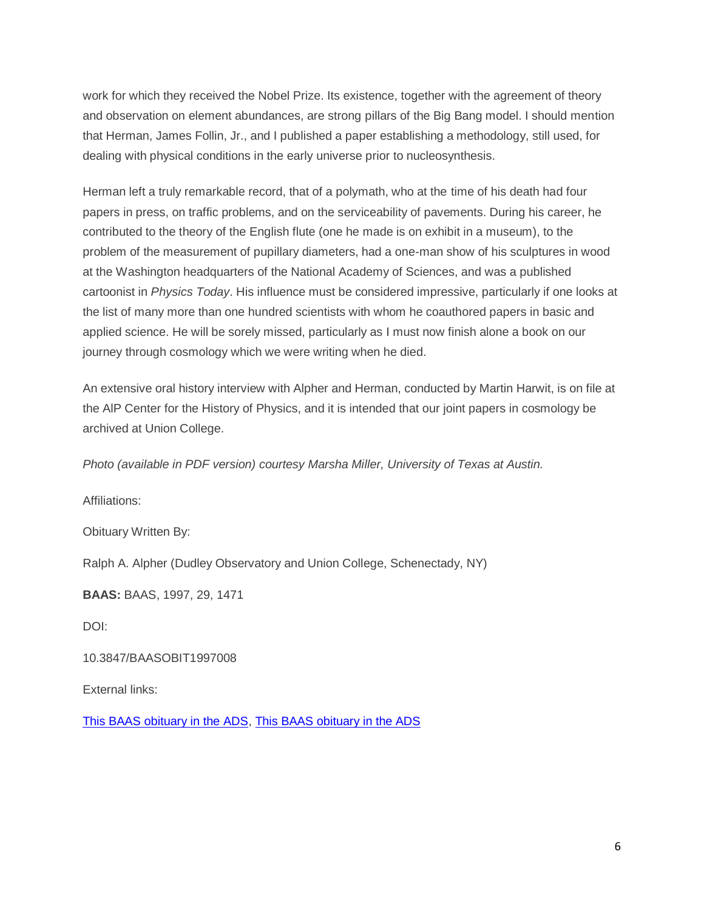work for which they received the Nobel Prize. Its existence, together with the agreement of theory and observation on element abundances, are strong pillars of the Big Bang model. I should mention that Herman, James Follin, Jr., and I published a paper establishing a methodology, still used, for dealing with physical conditions in the early universe prior to nucleosynthesis.

Herman left a truly remarkable record, that of a polymath, who at the time of his death had four papers in press, on traffic problems, and on the serviceability of pavements. During his career, he contributed to the theory of the English flute (one he made is on exhibit in a museum), to the problem of the measurement of pupillary diameters, had a one-man show of his sculptures in wood at the Washington headquarters of the National Academy of Sciences, and was a published cartoonist in *Physics Today*. His influence must be considered impressive, particularly if one looks at the list of many more than one hundred scientists with whom he coauthored papers in basic and applied science. He will be sorely missed, particularly as I must now finish alone a book on our journey through cosmology which we were writing when he died.

An extensive oral history interview with Alpher and Herman, conducted by Martin Harwit, is on file at the AIP Center for the History of Physics, and it is intended that our joint papers in cosmology be archived at Union College.

*Photo (available in PDF version) courtesy Marsha Miller, University of Texas at Austin.*

Affiliations:

Obituary Written By:

Ralph A. Alpher (Dudley Observatory and Union College, Schenectady, NY)

**BAAS:** BAAS, 1997, 29, 1471

DOI:

10.3847/BAASOBIT1997008

External links:

This BAAS obituary in the ADS, This BAAS obituary in the ADS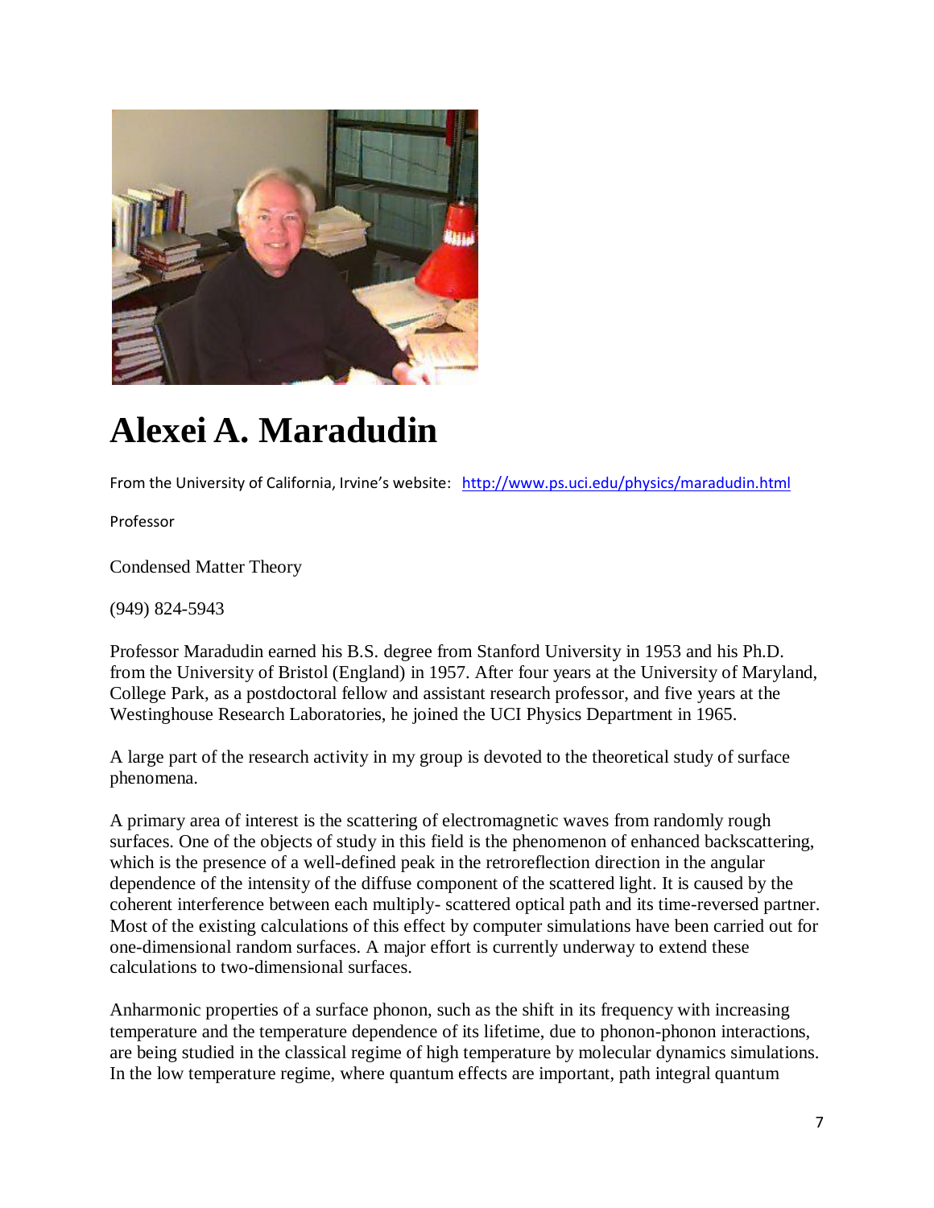# Alexei A. Maradudin

From the University of California, Irvine's website: http://www.ps.uci.edu/physics/maradudin.html

Professor

Condensed Matter Theory

(949) 824-5943

Professor Maradudin earned his B.S. degree from Stanford University in 1953 and his Ph.D. from the University of Bristol (England) in 1957. After four years at the University of Maryland, College Park, as a postdoctoral fellow and assistant research professor, and five years at the Westinghouse Research Laboratories, he joined the UCI Physics Department in 1965.

A large part of the research activity in my group is devoted to the theoretical study of surface phenomena.

A primary area of interest is the scattering of electromagnetic waves from randomly rough surfaces. One of the objects of study in this field is the phenomenon of enhanced backscattering, which is the presence of a well-defined peak in the retroreflection direction in the angular dependence of the intensity of the diffuse component of the scattered light. It is caused by the coherent interference between each multiply- scattered optical path and its time-reversed partner. Most of the existing calculations of this effect by computer simulations have been carried out for one-dimensional random surfaces. A major effort is currently underway to extend these calculations to two-dimensional surfaces.

Anharmonic properties of a surface phonon, such as the shift in its frequency with increasing temperature and the temperature dependence of its lifetime, due to phonon-phonon interactions, are being studied in the classical regime of high temperature by molecular dynamics simulations. In the low temperature regime, where quantum effects are important, path integral quantum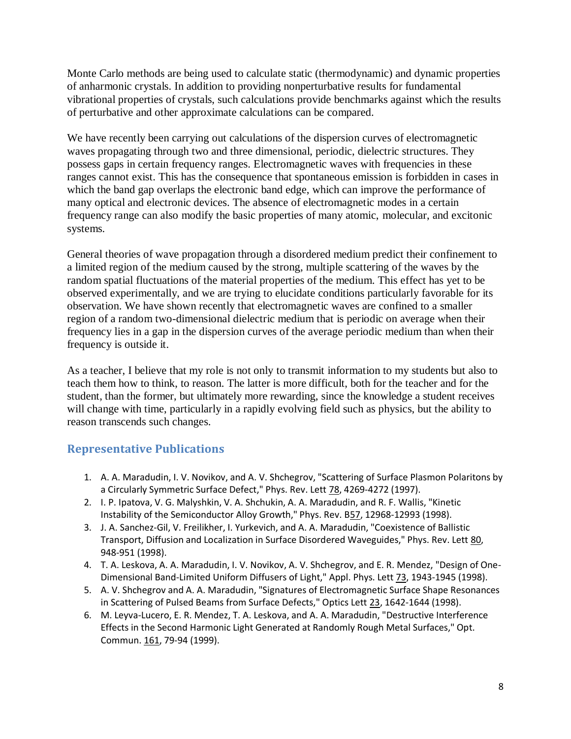Monte Carlo methods are being used to calculate static (thermodynamic) and dynamic properties of anharmonic crystals. In addition to providing nonperturbative results for fundamental vibrational properties of crystals, such calculations provide benchmarks against which the results of perturbative and other approximate calculations can be compared.

We have recently been carrying out calculations of the dispersion curves of electromagnetic waves propagating through two and three dimensional, periodic, dielectric structures. They possess gaps in certain frequency ranges. Electromagnetic waves with frequencies in these ranges cannot exist. This has the consequence that spontaneous emission is forbidden in cases in which the band gap overlaps the electronic band edge, which can improve the performance of many optical and electronic devices. The absence of electromagnetic modes in a certain frequency range can also modify the basic properties of many atomic, molecular, and excitonic systems.

General theories of wave propagation through a disordered medium predict their confinement to a limited region of the medium caused by the strong, multiple scattering of the waves by the random spatial fluctuations of the material properties of the medium. This effect has yet to be observed experimentally, and we are trying to elucidate conditions particularly favorable for its observation. We have shown recently that electromagnetic waves are confined to a smaller region of a random two-dimensional dielectric medium that is periodic on average when their frequency lies in a gap in the dispersion curves of the average periodic medium than when their frequency is outside it.

As a teacher, I believe that my role is not only to transmit information to my students but also to teach them how to think, to reason. The latter is more difficult, both for the teacher and for the student, than the former, but ultimately more rewarding, since the knowledge a student receives will change with time, particularly in a rapidly evolving field such as physics, but the ability to reason transcends such changes.

## Representative Publications

1. A. A. Maradudin, I. V. Novikov, and A. V. Shchegrov, "Scattering of Surface Plasmon Polaritons by a Circularly Symmetric Surface Defect," Phys. Rev. Lett 78, 4269-4272 (1997).
2. I. P. Ipatova, V. G. Malyshkin, V. A. Shchukin, A. A. Maradudin, and R. F. Wallis, "Kinetic Instability of the Semiconductor Alloy Growth," Phys. Rev. B57, 12968-12993 (1998).
3. J. A. Sanchez-Gil, V. Freilikher, I. Yurkevich, and A. A. Maradudin, "Coexistence of Ballistic Transport, Diffusion and Localization in Surface Disordered Waveguides," Phys. Rev. Lett 80, 948-951 (1998).
4. T. A. Leskova, A. A. Maradudin, I. V. Novikov, A. V. Shchegrov, and E. R. Mendez, "Design of One-Dimensional Band-Limited Uniform Diffusers of Light," Appl. Phys. Lett 73, 1943-1945 (1998).
5. A. V. Shchegrov and A. A. Maradudin, "Signatures of Electromagnetic Surface Shape Resonances in Scattering of Pulsed Beams from Surface Defects," Optics Lett 23, 1642-1644 (1998).
6. M. Leyva-Lucero, E. R. Mendez, T. A. Leskova, and A. A. Maradudin, "Destructive Interference Effects in the Second Harmonic Light Generated at Randomly Rough Metal Surfaces," Opt. Commun. 161, 79-94 (1999).